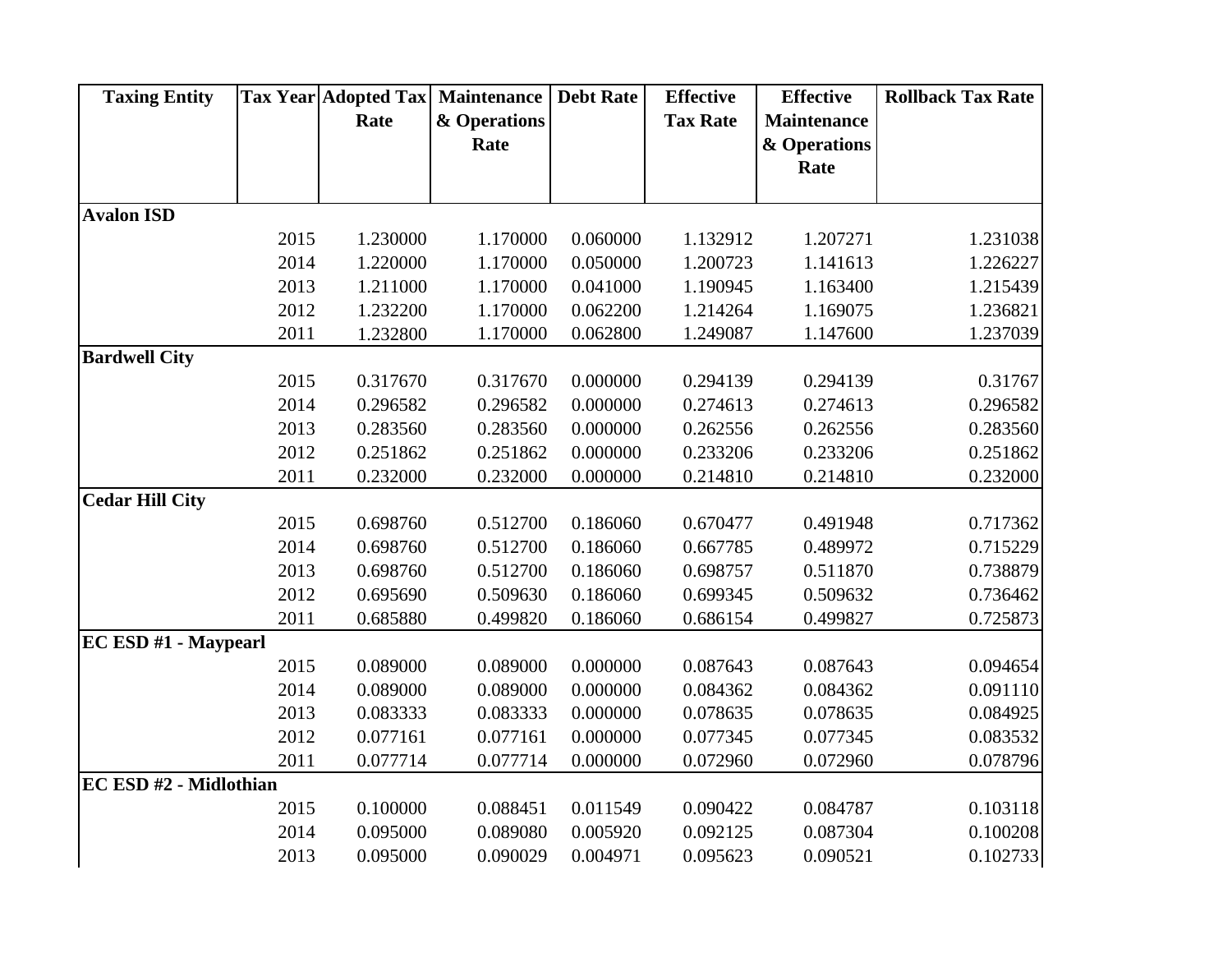| Taxing Entity | Tax Year | Adopted Tax Rate | Maintenance & Operations Rate | Debt Rate | Effective Tax Rate | Effective Maintenance & Operations Rate | Rollback Tax Rate |
|---|---|---|---|---|---|---|---|
| **Avalon ISD** | | | | | | | |
| | 2015 | 1.230000 | 1.170000 | 0.060000 | 1.132912 | 1.207271 | 1.231038 |
| | 2014 | 1.220000 | 1.170000 | 0.050000 | 1.200723 | 1.141613 | 1.226227 |
| | 2013 | 1.211000 | 1.170000 | 0.041000 | 1.190945 | 1.163400 | 1.215439 |
| | 2012 | 1.232200 | 1.170000 | 0.062200 | 1.214264 | 1.169075 | 1.236821 |
| | 2011 | 1.232800 | 1.170000 | 0.062800 | 1.249087 | 1.147600 | 1.237039 |
| **Bardwell City** | | | | | | | |
| | 2015 | 0.317670 | 0.317670 | 0.000000 | 0.294139 | 0.294139 | 0.31767 |
| | 2014 | 0.296582 | 0.296582 | 0.000000 | 0.274613 | 0.274613 | 0.296582 |
| | 2013 | 0.283560 | 0.283560 | 0.000000 | 0.262556 | 0.262556 | 0.283560 |
| | 2012 | 0.251862 | 0.251862 | 0.000000 | 0.233206 | 0.233206 | 0.251862 |
| | 2011 | 0.232000 | 0.232000 | 0.000000 | 0.214810 | 0.214810 | 0.232000 |
| **Cedar Hill City** | | | | | | | |
| | 2015 | 0.698760 | 0.512700 | 0.186060 | 0.670477 | 0.491948 | 0.717362 |
| | 2014 | 0.698760 | 0.512700 | 0.186060 | 0.667785 | 0.489972 | 0.715229 |
| | 2013 | 0.698760 | 0.512700 | 0.186060 | 0.698757 | 0.511870 | 0.738879 |
| | 2012 | 0.695690 | 0.509630 | 0.186060 | 0.699345 | 0.509632 | 0.736462 |
| | 2011 | 0.685880 | 0.499820 | 0.186060 | 0.686154 | 0.499827 | 0.725873 |
| **EC ESD #1 - Maypearl** | | | | | | | |
| | 2015 | 0.089000 | 0.089000 | 0.000000 | 0.087643 | 0.087643 | 0.094654 |
| | 2014 | 0.089000 | 0.089000 | 0.000000 | 0.084362 | 0.084362 | 0.091110 |
| | 2013 | 0.083333 | 0.083333 | 0.000000 | 0.078635 | 0.078635 | 0.084925 |
| | 2012 | 0.077161 | 0.077161 | 0.000000 | 0.077345 | 0.077345 | 0.083532 |
| | 2011 | 0.077714 | 0.077714 | 0.000000 | 0.072960 | 0.072960 | 0.078796 |
| **EC ESD #2 - Midlothian** | | | | | | | |
| | 2015 | 0.100000 | 0.088451 | 0.011549 | 0.090422 | 0.084787 | 0.103118 |
| | 2014 | 0.095000 | 0.089080 | 0.005920 | 0.092125 | 0.087304 | 0.100208 |
| | 2013 | 0.095000 | 0.090029 | 0.004971 | 0.095623 | 0.090521 | 0.102733 |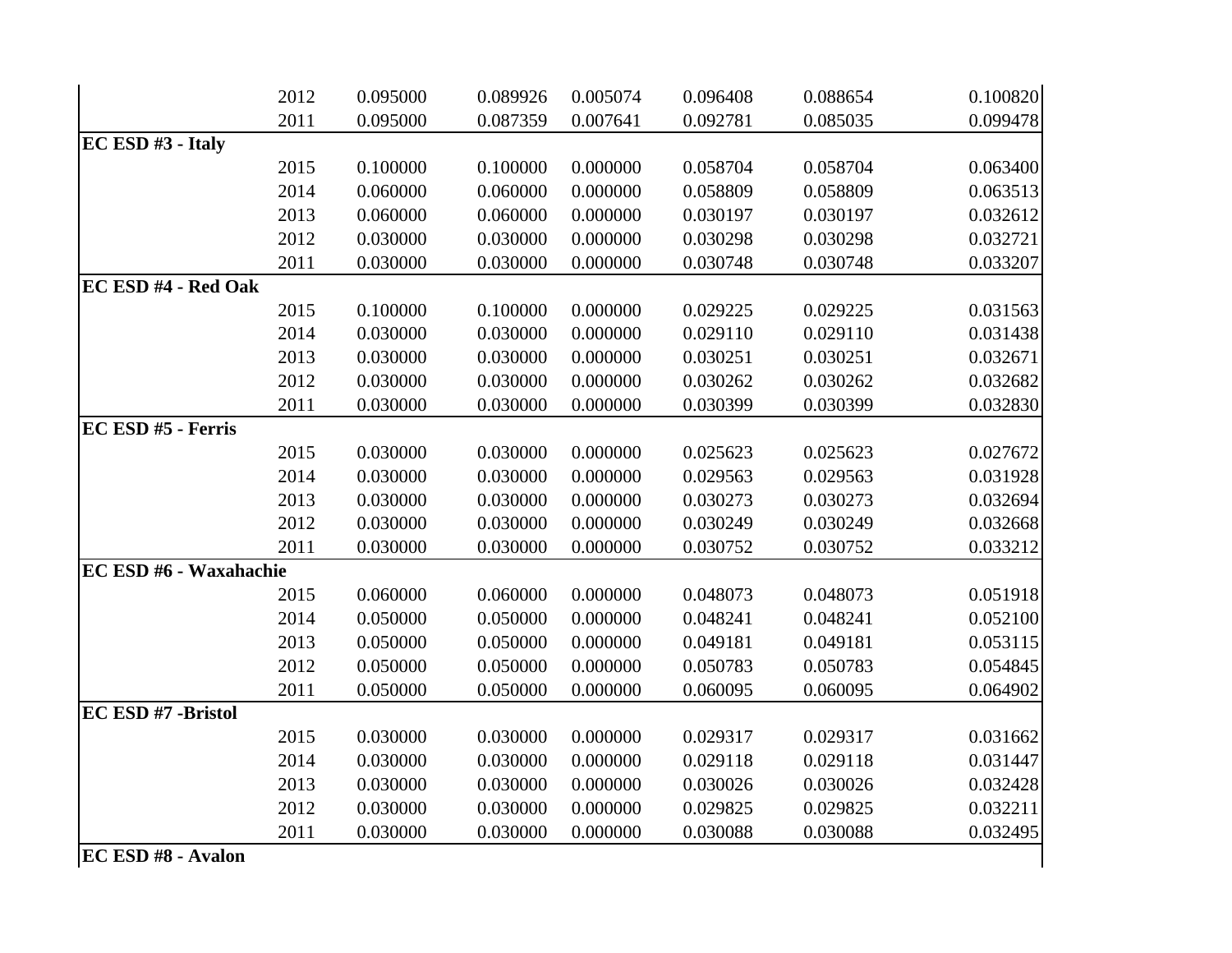| | | | | | | | |
|---|---|---|---|---|---|---|---|
| | 2012 | 0.095000 | 0.089926 | 0.005074 | 0.096408 | 0.088654 | 0.100820 |
| | 2011 | 0.095000 | 0.087359 | 0.007641 | 0.092781 | 0.085035 | 0.099478 |
| **EC ESD #3 - Italy** | | | | | | | |
| | 2015 | 0.100000 | 0.100000 | 0.000000 | 0.058704 | 0.058704 | 0.063400 |
| | 2014 | 0.060000 | 0.060000 | 0.000000 | 0.058809 | 0.058809 | 0.063513 |
| | 2013 | 0.060000 | 0.060000 | 0.000000 | 0.030197 | 0.030197 | 0.032612 |
| | 2012 | 0.030000 | 0.030000 | 0.000000 | 0.030298 | 0.030298 | 0.032721 |
| | 2011 | 0.030000 | 0.030000 | 0.000000 | 0.030748 | 0.030748 | 0.033207 |
| **EC ESD #4 - Red Oak** | | | | | | | |
| | 2015 | 0.100000 | 0.100000 | 0.000000 | 0.029225 | 0.029225 | 0.031563 |
| | 2014 | 0.030000 | 0.030000 | 0.000000 | 0.029110 | 0.029110 | 0.031438 |
| | 2013 | 0.030000 | 0.030000 | 0.000000 | 0.030251 | 0.030251 | 0.032671 |
| | 2012 | 0.030000 | 0.030000 | 0.000000 | 0.030262 | 0.030262 | 0.032682 |
| | 2011 | 0.030000 | 0.030000 | 0.000000 | 0.030399 | 0.030399 | 0.032830 |
| **EC ESD #5 - Ferris** | | | | | | | |
| | 2015 | 0.030000 | 0.030000 | 0.000000 | 0.025623 | 0.025623 | 0.027672 |
| | 2014 | 0.030000 | 0.030000 | 0.000000 | 0.029563 | 0.029563 | 0.031928 |
| | 2013 | 0.030000 | 0.030000 | 0.000000 | 0.030273 | 0.030273 | 0.032694 |
| | 2012 | 0.030000 | 0.030000 | 0.000000 | 0.030249 | 0.030249 | 0.032668 |
| | 2011 | 0.030000 | 0.030000 | 0.000000 | 0.030752 | 0.030752 | 0.033212 |
| **EC ESD #6 - Waxahachie** | | | | | | | |
| | 2015 | 0.060000 | 0.060000 | 0.000000 | 0.048073 | 0.048073 | 0.051918 |
| | 2014 | 0.050000 | 0.050000 | 0.000000 | 0.048241 | 0.048241 | 0.052100 |
| | 2013 | 0.050000 | 0.050000 | 0.000000 | 0.049181 | 0.049181 | 0.053115 |
| | 2012 | 0.050000 | 0.050000 | 0.000000 | 0.050783 | 0.050783 | 0.054845 |
| | 2011 | 0.050000 | 0.050000 | 0.000000 | 0.060095 | 0.060095 | 0.064902 |
| **EC ESD #7 -Bristol** | | | | | | | |
| | 2015 | 0.030000 | 0.030000 | 0.000000 | 0.029317 | 0.029317 | 0.031662 |
| | 2014 | 0.030000 | 0.030000 | 0.000000 | 0.029118 | 0.029118 | 0.031447 |
| | 2013 | 0.030000 | 0.030000 | 0.000000 | 0.030026 | 0.030026 | 0.032428 |
| | 2012 | 0.030000 | 0.030000 | 0.000000 | 0.029825 | 0.029825 | 0.032211 |
| | 2011 | 0.030000 | 0.030000 | 0.000000 | 0.030088 | 0.030088 | 0.032495 |
| **EC ESD #8 - Avalon** | | | | | | | |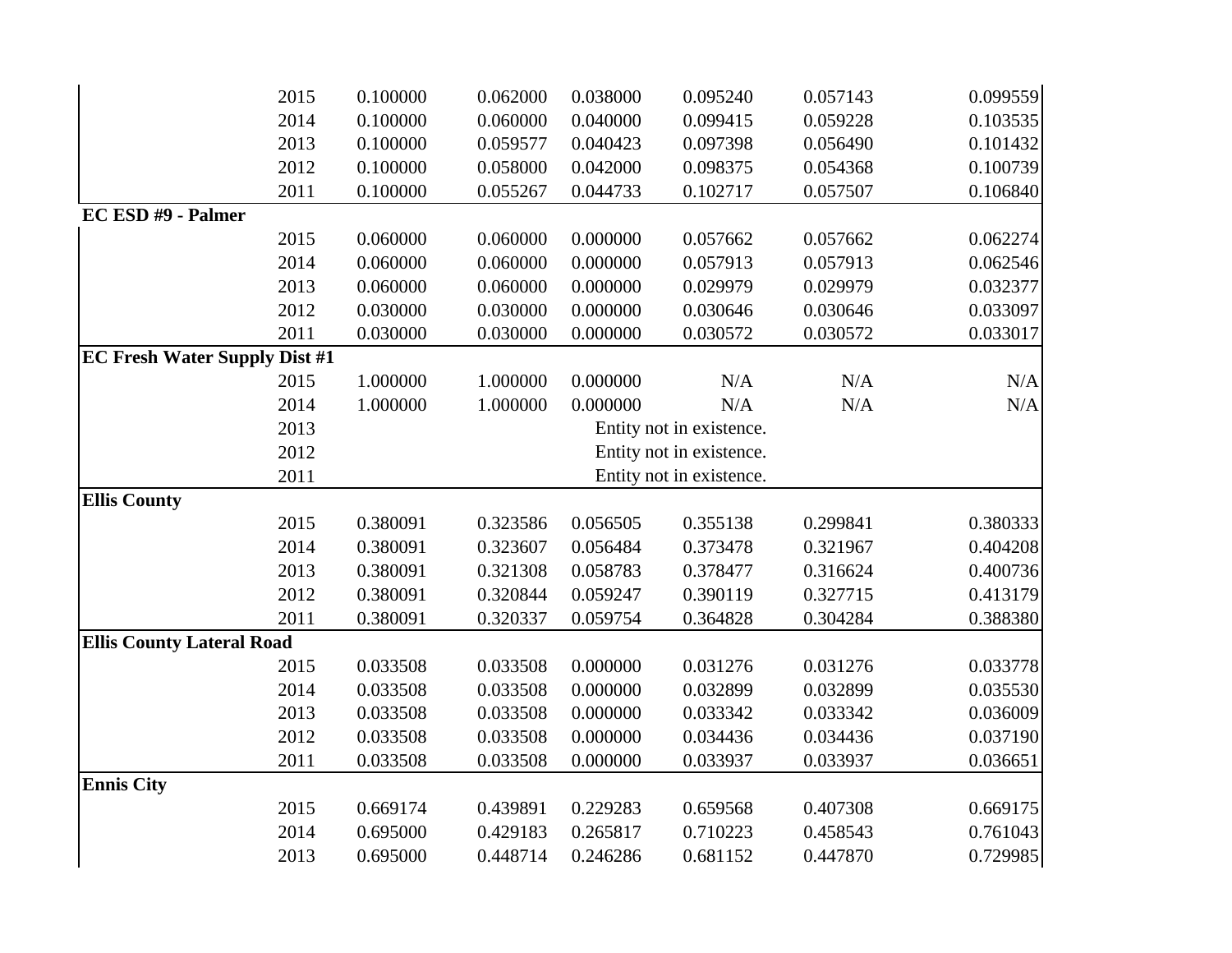| | | | | | | | |
|---|---|---|---|---|---|---|---|
| | 2015 | 0.100000 | 0.062000 | 0.038000 | 0.095240 | 0.057143 | 0.099559 |
| | 2014 | 0.100000 | 0.060000 | 0.040000 | 0.099415 | 0.059228 | 0.103535 |
| | 2013 | 0.100000 | 0.059577 | 0.040423 | 0.097398 | 0.056490 | 0.101432 |
| | 2012 | 0.100000 | 0.058000 | 0.042000 | 0.098375 | 0.054368 | 0.100739 |
| | 2011 | 0.100000 | 0.055267 | 0.044733 | 0.102717 | 0.057507 | 0.106840 |
| **EC ESD #9 - Palmer** | | | | | | | |
| | 2015 | 0.060000 | 0.060000 | 0.000000 | 0.057662 | 0.057662 | 0.062274 |
| | 2014 | 0.060000 | 0.060000 | 0.000000 | 0.057913 | 0.057913 | 0.062546 |
| | 2013 | 0.060000 | 0.060000 | 0.000000 | 0.029979 | 0.029979 | 0.032377 |
| | 2012 | 0.030000 | 0.030000 | 0.000000 | 0.030646 | 0.030646 | 0.033097 |
| | 2011 | 0.030000 | 0.030000 | 0.000000 | 0.030572 | 0.030572 | 0.033017 |
| **EC Fresh Water Supply Dist #1** | | | | | | | |
| | 2015 | 1.000000 | 1.000000 | 0.000000 | N/A | N/A | N/A |
| | 2014 | 1.000000 | 1.000000 | 0.000000 | N/A | N/A | N/A |
| | 2013 | | | | Entity not in existence. | | |
| | 2012 | | | | Entity not in existence. | | |
| | 2011 | | | | Entity not in existence. | | |
| **Ellis County** | | | | | | | |
| | 2015 | 0.380091 | 0.323586 | 0.056505 | 0.355138 | 0.299841 | 0.380333 |
| | 2014 | 0.380091 | 0.323607 | 0.056484 | 0.373478 | 0.321967 | 0.404208 |
| | 2013 | 0.380091 | 0.321308 | 0.058783 | 0.378477 | 0.316624 | 0.400736 |
| | 2012 | 0.380091 | 0.320844 | 0.059247 | 0.390119 | 0.327715 | 0.413179 |
| | 2011 | 0.380091 | 0.320337 | 0.059754 | 0.364828 | 0.304284 | 0.388380 |
| **Ellis County Lateral Road** | | | | | | | |
| | 2015 | 0.033508 | 0.033508 | 0.000000 | 0.031276 | 0.031276 | 0.033778 |
| | 2014 | 0.033508 | 0.033508 | 0.000000 | 0.032899 | 0.032899 | 0.035530 |
| | 2013 | 0.033508 | 0.033508 | 0.000000 | 0.033342 | 0.033342 | 0.036009 |
| | 2012 | 0.033508 | 0.033508 | 0.000000 | 0.034436 | 0.034436 | 0.037190 |
| | 2011 | 0.033508 | 0.033508 | 0.000000 | 0.033937 | 0.033937 | 0.036651 |
| **Ennis City** | | | | | | | |
| | 2015 | 0.669174 | 0.439891 | 0.229283 | 0.659568 | 0.407308 | 0.669175 |
| | 2014 | 0.695000 | 0.429183 | 0.265817 | 0.710223 | 0.458543 | 0.761043 |
| | 2013 | 0.695000 | 0.448714 | 0.246286 | 0.681152 | 0.447870 | 0.729985 |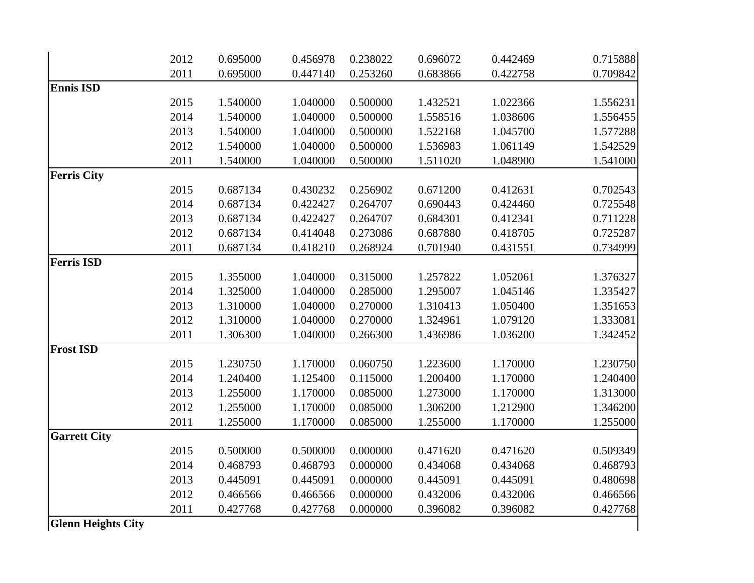| | | | | | | | |
|---|---|---|---|---|---|---|---|
| | 2012 | 0.695000 | 0.456978 | 0.238022 | 0.696072 | 0.442469 | 0.715888 |
| | 2011 | 0.695000 | 0.447140 | 0.253260 | 0.683866 | 0.422758 | 0.709842 |
| **Ennis ISD** | | | | | | | |
| | 2015 | 1.540000 | 1.040000 | 0.500000 | 1.432521 | 1.022366 | 1.556231 |
| | 2014 | 1.540000 | 1.040000 | 0.500000 | 1.558516 | 1.038606 | 1.556455 |
| | 2013 | 1.540000 | 1.040000 | 0.500000 | 1.522168 | 1.045700 | 1.577288 |
| | 2012 | 1.540000 | 1.040000 | 0.500000 | 1.536983 | 1.061149 | 1.542529 |
| | 2011 | 1.540000 | 1.040000 | 0.500000 | 1.511020 | 1.048900 | 1.541000 |
| **Ferris City** | | | | | | | |
| | 2015 | 0.687134 | 0.430232 | 0.256902 | 0.671200 | 0.412631 | 0.702543 |
| | 2014 | 0.687134 | 0.422427 | 0.264707 | 0.690443 | 0.424460 | 0.725548 |
| | 2013 | 0.687134 | 0.422427 | 0.264707 | 0.684301 | 0.412341 | 0.711228 |
| | 2012 | 0.687134 | 0.414048 | 0.273086 | 0.687880 | 0.418705 | 0.725287 |
| | 2011 | 0.687134 | 0.418210 | 0.268924 | 0.701940 | 0.431551 | 0.734999 |
| **Ferris ISD** | | | | | | | |
| | 2015 | 1.355000 | 1.040000 | 0.315000 | 1.257822 | 1.052061 | 1.376327 |
| | 2014 | 1.325000 | 1.040000 | 0.285000 | 1.295007 | 1.045146 | 1.335427 |
| | 2013 | 1.310000 | 1.040000 | 0.270000 | 1.310413 | 1.050400 | 1.351653 |
| | 2012 | 1.310000 | 1.040000 | 0.270000 | 1.324961 | 1.079120 | 1.333081 |
| | 2011 | 1.306300 | 1.040000 | 0.266300 | 1.436986 | 1.036200 | 1.342452 |
| **Frost ISD** | | | | | | | |
| | 2015 | 1.230750 | 1.170000 | 0.060750 | 1.223600 | 1.170000 | 1.230750 |
| | 2014 | 1.240400 | 1.125400 | 0.115000 | 1.200400 | 1.170000 | 1.240400 |
| | 2013 | 1.255000 | 1.170000 | 0.085000 | 1.273000 | 1.170000 | 1.313000 |
| | 2012 | 1.255000 | 1.170000 | 0.085000 | 1.306200 | 1.212900 | 1.346200 |
| | 2011 | 1.255000 | 1.170000 | 0.085000 | 1.255000 | 1.170000 | 1.255000 |
| **Garrett City** | | | | | | | |
| | 2015 | 0.500000 | 0.500000 | 0.000000 | 0.471620 | 0.471620 | 0.509349 |
| | 2014 | 0.468793 | 0.468793 | 0.000000 | 0.434068 | 0.434068 | 0.468793 |
| | 2013 | 0.445091 | 0.445091 | 0.000000 | 0.445091 | 0.445091 | 0.480698 |
| | 2012 | 0.466566 | 0.466566 | 0.000000 | 0.432006 | 0.432006 | 0.466566 |
| | 2011 | 0.427768 | 0.427768 | 0.000000 | 0.396082 | 0.396082 | 0.427768 |
| **Glenn Heights City** | | | | | | | |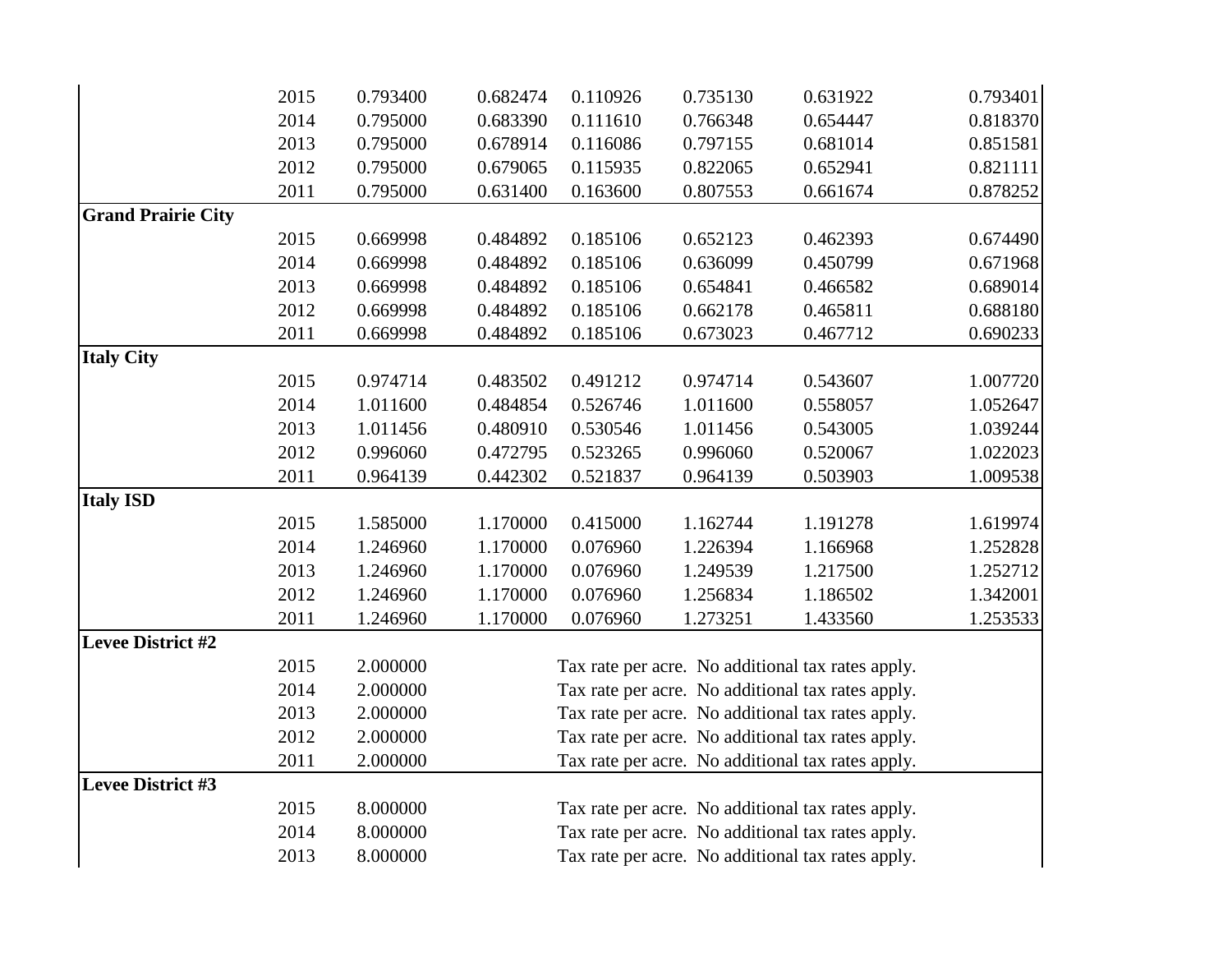| | | | | | | | |
|---|---|---|---|---|---|---|---|
| | 2015 | 0.793400 | 0.682474 | 0.110926 | 0.735130 | 0.631922 | 0.793401 |
| | 2014 | 0.795000 | 0.683390 | 0.111610 | 0.766348 | 0.654447 | 0.818370 |
| | 2013 | 0.795000 | 0.678914 | 0.116086 | 0.797155 | 0.681014 | 0.851581 |
| | 2012 | 0.795000 | 0.679065 | 0.115935 | 0.822065 | 0.652941 | 0.821111 |
| | 2011 | 0.795000 | 0.631400 | 0.163600 | 0.807553 | 0.661674 | 0.878252 |
| **Grand Prairie City** | | | | | | | |
| | 2015 | 0.669998 | 0.484892 | 0.185106 | 0.652123 | 0.462393 | 0.674490 |
| | 2014 | 0.669998 | 0.484892 | 0.185106 | 0.636099 | 0.450799 | 0.671968 |
| | 2013 | 0.669998 | 0.484892 | 0.185106 | 0.654841 | 0.466582 | 0.689014 |
| | 2012 | 0.669998 | 0.484892 | 0.185106 | 0.662178 | 0.465811 | 0.688180 |
| | 2011 | 0.669998 | 0.484892 | 0.185106 | 0.673023 | 0.467712 | 0.690233 |
| **Italy City** | | | | | | | |
| | 2015 | 0.974714 | 0.483502 | 0.491212 | 0.974714 | 0.543607 | 1.007720 |
| | 2014 | 1.011600 | 0.484854 | 0.526746 | 1.011600 | 0.558057 | 1.052647 |
| | 2013 | 1.011456 | 0.480910 | 0.530546 | 1.011456 | 0.543005 | 1.039244 |
| | 2012 | 0.996060 | 0.472795 | 0.523265 | 0.996060 | 0.520067 | 1.022023 |
| | 2011 | 0.964139 | 0.442302 | 0.521837 | 0.964139 | 0.503903 | 1.009538 |
| **Italy ISD** | | | | | | | |
| | 2015 | 1.585000 | 1.170000 | 0.415000 | 1.162744 | 1.191278 | 1.619974 |
| | 2014 | 1.246960 | 1.170000 | 0.076960 | 1.226394 | 1.166968 | 1.252828 |
| | 2013 | 1.246960 | 1.170000 | 0.076960 | 1.249539 | 1.217500 | 1.252712 |
| | 2012 | 1.246960 | 1.170000 | 0.076960 | 1.256834 | 1.186502 | 1.342001 |
| | 2011 | 1.246960 | 1.170000 | 0.076960 | 1.273251 | 1.433560 | 1.253533 |
| **Levee District #2** | | | | | | | |
| | 2015 | 2.000000 | | Tax rate per acre. No additional tax rates apply. | | | |
| | 2014 | 2.000000 | | Tax rate per acre. No additional tax rates apply. | | | |
| | 2013 | 2.000000 | | Tax rate per acre. No additional tax rates apply. | | | |
| | 2012 | 2.000000 | | Tax rate per acre. No additional tax rates apply. | | | |
| | 2011 | 2.000000 | | Tax rate per acre. No additional tax rates apply. | | | |
| **Levee District #3** | | | | | | | |
| | 2015 | 8.000000 | | Tax rate per acre. No additional tax rates apply. | | | |
| | 2014 | 8.000000 | | Tax rate per acre. No additional tax rates apply. | | | |
| | 2013 | 8.000000 | | Tax rate per acre. No additional tax rates apply. | | | |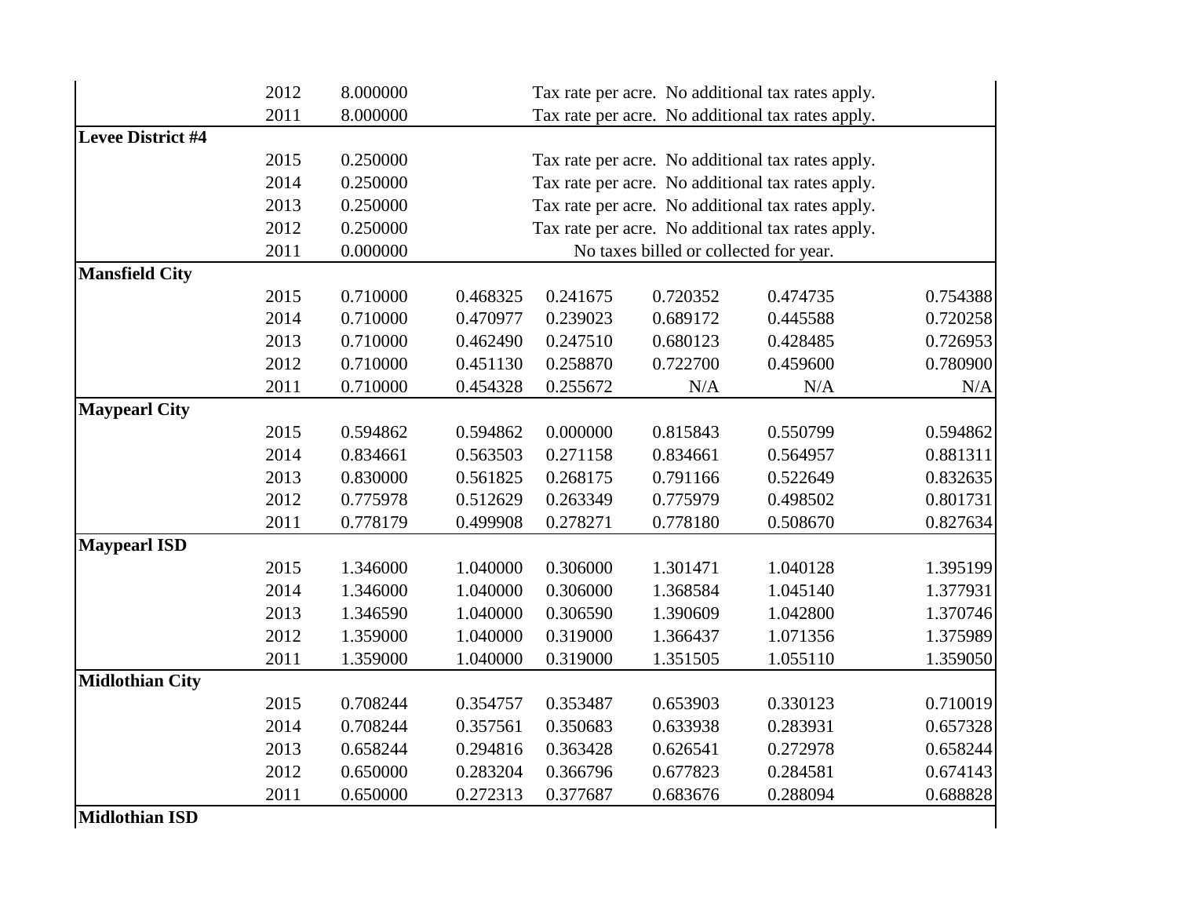| | | | | | | | |
|---|---|---|---|---|---|---|---|
| | 2012 | 8.000000 | Tax rate per acre. No additional tax rates apply. | | | | |
| | 2011 | 8.000000 | Tax rate per acre. No additional tax rates apply. | | | | |
| **Levee District #4** | | | | | | | |
| | 2015 | 0.250000 | Tax rate per acre. No additional tax rates apply. | | | | |
| | 2014 | 0.250000 | Tax rate per acre. No additional tax rates apply. | | | | |
| | 2013 | 0.250000 | Tax rate per acre. No additional tax rates apply. | | | | |
| | 2012 | 0.250000 | Tax rate per acre. No additional tax rates apply. | | | | |
| | 2011 | 0.000000 | No taxes billed or collected for year. | | | | |
| **Mansfield City** | | | | | | | |
| | 2015 | 0.710000 | 0.468325 | 0.241675 | 0.720352 | 0.474735 | 0.754388 |
| | 2014 | 0.710000 | 0.470977 | 0.239023 | 0.689172 | 0.445588 | 0.720258 |
| | 2013 | 0.710000 | 0.462490 | 0.247510 | 0.680123 | 0.428485 | 0.726953 |
| | 2012 | 0.710000 | 0.451130 | 0.258870 | 0.722700 | 0.459600 | 0.780900 |
| | 2011 | 0.710000 | 0.454328 | 0.255672 | N/A | N/A | N/A |
| **Maypearl City** | | | | | | | |
| | 2015 | 0.594862 | 0.594862 | 0.000000 | 0.815843 | 0.550799 | 0.594862 |
| | 2014 | 0.834661 | 0.563503 | 0.271158 | 0.834661 | 0.564957 | 0.881311 |
| | 2013 | 0.830000 | 0.561825 | 0.268175 | 0.791166 | 0.522649 | 0.832635 |
| | 2012 | 0.775978 | 0.512629 | 0.263349 | 0.775979 | 0.498502 | 0.801731 |
| | 2011 | 0.778179 | 0.499908 | 0.278271 | 0.778180 | 0.508670 | 0.827634 |
| **Maypearl ISD** | | | | | | | |
| | 2015 | 1.346000 | 1.040000 | 0.306000 | 1.301471 | 1.040128 | 1.395199 |
| | 2014 | 1.346000 | 1.040000 | 0.306000 | 1.368584 | 1.045140 | 1.377931 |
| | 2013 | 1.346590 | 1.040000 | 0.306590 | 1.390609 | 1.042800 | 1.370746 |
| | 2012 | 1.359000 | 1.040000 | 0.319000 | 1.366437 | 1.071356 | 1.375989 |
| | 2011 | 1.359000 | 1.040000 | 0.319000 | 1.351505 | 1.055110 | 1.359050 |
| **Midlothian City** | | | | | | | |
| | 2015 | 0.708244 | 0.354757 | 0.353487 | 0.653903 | 0.330123 | 0.710019 |
| | 2014 | 0.708244 | 0.357561 | 0.350683 | 0.633938 | 0.283931 | 0.657328 |
| | 2013 | 0.658244 | 0.294816 | 0.363428 | 0.626541 | 0.272978 | 0.658244 |
| | 2012 | 0.650000 | 0.283204 | 0.366796 | 0.677823 | 0.284581 | 0.674143 |
| | 2011 | 0.650000 | 0.272313 | 0.377687 | 0.683676 | 0.288094 | 0.688828 |
| **Midlothian ISD** | | | | | | | |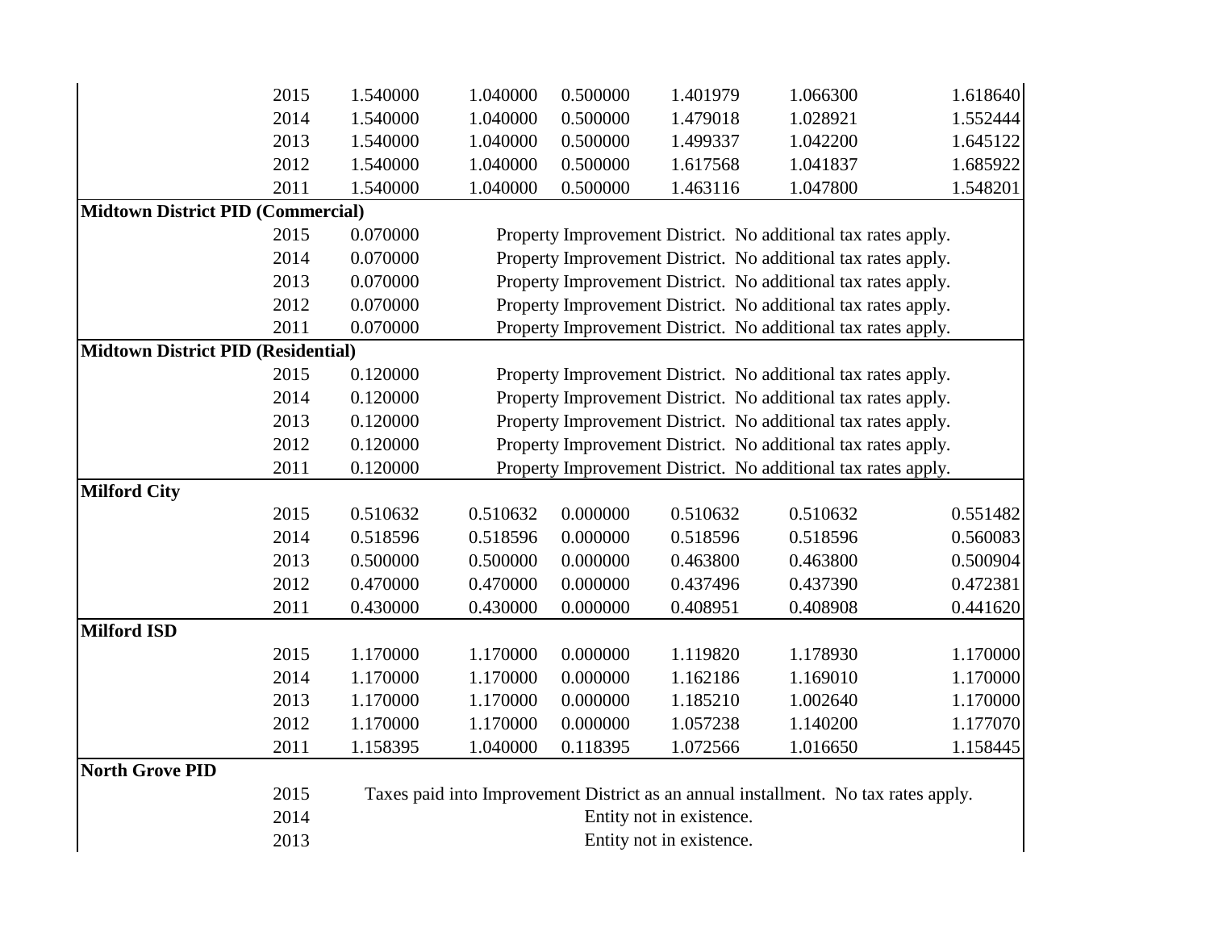| | | | | | | | |
|---|---|---|---|---|---|---|---|
| | 2015 | 1.540000 | 1.040000 | 0.500000 | 1.401979 | 1.066300 | 1.618640 |
| | 2014 | 1.540000 | 1.040000 | 0.500000 | 1.479018 | 1.028921 | 1.552444 |
| | 2013 | 1.540000 | 1.040000 | 0.500000 | 1.499337 | 1.042200 | 1.645122 |
| | 2012 | 1.540000 | 1.040000 | 0.500000 | 1.617568 | 1.041837 | 1.685922 |
| | 2011 | 1.540000 | 1.040000 | 0.500000 | 1.463116 | 1.047800 | 1.548201 |
| **Midtown District PID (Commercial)** | | | | | | | |
| | 2015 | 0.070000 | Property Improvement District. No additional tax rates apply. | | | | |
| | 2014 | 0.070000 | Property Improvement District. No additional tax rates apply. | | | | |
| | 2013 | 0.070000 | Property Improvement District. No additional tax rates apply. | | | | |
| | 2012 | 0.070000 | Property Improvement District. No additional tax rates apply. | | | | |
| | 2011 | 0.070000 | Property Improvement District. No additional tax rates apply. | | | | |
| **Midtown District PID (Residential)** | | | | | | | |
| | 2015 | 0.120000 | Property Improvement District. No additional tax rates apply. | | | | |
| | 2014 | 0.120000 | Property Improvement District. No additional tax rates apply. | | | | |
| | 2013 | 0.120000 | Property Improvement District. No additional tax rates apply. | | | | |
| | 2012 | 0.120000 | Property Improvement District. No additional tax rates apply. | | | | |
| | 2011 | 0.120000 | Property Improvement District. No additional tax rates apply. | | | | |
| **Milford City** | | | | | | | |
| | 2015 | 0.510632 | 0.510632 | 0.000000 | 0.510632 | 0.510632 | 0.551482 |
| | 2014 | 0.518596 | 0.518596 | 0.000000 | 0.518596 | 0.518596 | 0.560083 |
| | 2013 | 0.500000 | 0.500000 | 0.000000 | 0.463800 | 0.463800 | 0.500904 |
| | 2012 | 0.470000 | 0.470000 | 0.000000 | 0.437496 | 0.437390 | 0.472381 |
| | 2011 | 0.430000 | 0.430000 | 0.000000 | 0.408951 | 0.408908 | 0.441620 |
| **Milford ISD** | | | | | | | |
| | 2015 | 1.170000 | 1.170000 | 0.000000 | 1.119820 | 1.178930 | 1.170000 |
| | 2014 | 1.170000 | 1.170000 | 0.000000 | 1.162186 | 1.169010 | 1.170000 |
| | 2013 | 1.170000 | 1.170000 | 0.000000 | 1.185210 | 1.002640 | 1.170000 |
| | 2012 | 1.170000 | 1.170000 | 0.000000 | 1.057238 | 1.140200 | 1.177070 |
| | 2011 | 1.158395 | 1.040000 | 0.118395 | 1.072566 | 1.016650 | 1.158445 |
| **North Grove PID** | | | | | | | |
| | 2015 | Taxes paid into Improvement District as an annual installment. No tax rates apply. | | | | | |
| | 2014 | Entity not in existence. | | | | | |
| | 2013 | Entity not in existence. | | | | | |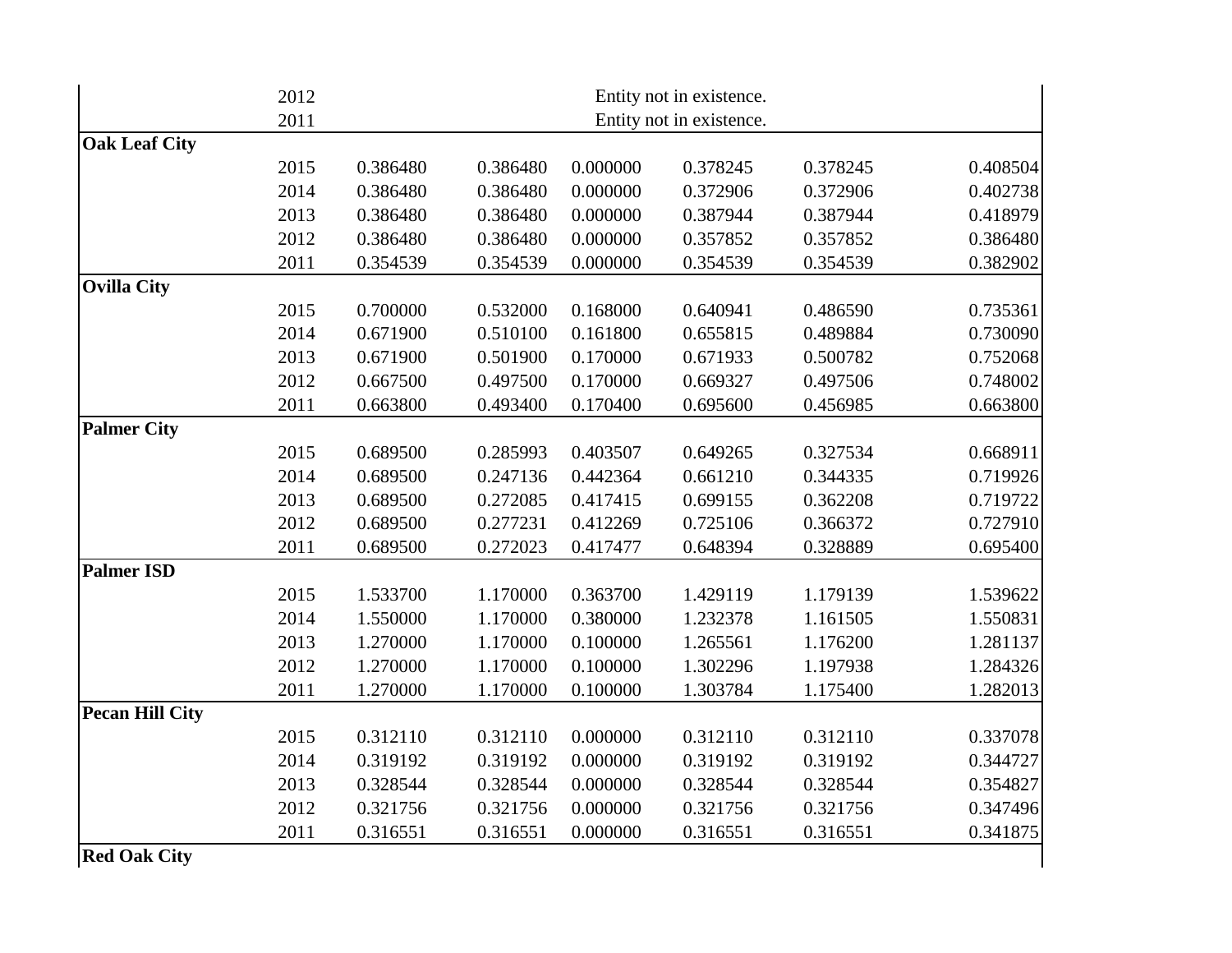| | | | | | | | |
|---|---|---|---|---|---|---|---|
| | 2012 | Entity not in existence. | | | | | |
| | 2011 | Entity not in existence. | | | | | |
| **Oak Leaf City** | | | | | | | |
| | 2015 | 0.386480 | 0.386480 | 0.000000 | 0.378245 | 0.378245 | 0.408504 |
| | 2014 | 0.386480 | 0.386480 | 0.000000 | 0.372906 | 0.372906 | 0.402738 |
| | 2013 | 0.386480 | 0.386480 | 0.000000 | 0.387944 | 0.387944 | 0.418979 |
| | 2012 | 0.386480 | 0.386480 | 0.000000 | 0.357852 | 0.357852 | 0.386480 |
| | 2011 | 0.354539 | 0.354539 | 0.000000 | 0.354539 | 0.354539 | 0.382902 |
| **Ovilla City** | | | | | | | |
| | 2015 | 0.700000 | 0.532000 | 0.168000 | 0.640941 | 0.486590 | 0.735361 |
| | 2014 | 0.671900 | 0.510100 | 0.161800 | 0.655815 | 0.489884 | 0.730090 |
| | 2013 | 0.671900 | 0.501900 | 0.170000 | 0.671933 | 0.500782 | 0.752068 |
| | 2012 | 0.667500 | 0.497500 | 0.170000 | 0.669327 | 0.497506 | 0.748002 |
| | 2011 | 0.663800 | 0.493400 | 0.170400 | 0.695600 | 0.456985 | 0.663800 |
| **Palmer City** | | | | | | | |
| | 2015 | 0.689500 | 0.285993 | 0.403507 | 0.649265 | 0.327534 | 0.668911 |
| | 2014 | 0.689500 | 0.247136 | 0.442364 | 0.661210 | 0.344335 | 0.719926 |
| | 2013 | 0.689500 | 0.272085 | 0.417415 | 0.699155 | 0.362208 | 0.719722 |
| | 2012 | 0.689500 | 0.277231 | 0.412269 | 0.725106 | 0.366372 | 0.727910 |
| | 2011 | 0.689500 | 0.272023 | 0.417477 | 0.648394 | 0.328889 | 0.695400 |
| **Palmer ISD** | | | | | | | |
| | 2015 | 1.533700 | 1.170000 | 0.363700 | 1.429119 | 1.179139 | 1.539622 |
| | 2014 | 1.550000 | 1.170000 | 0.380000 | 1.232378 | 1.161505 | 1.550831 |
| | 2013 | 1.270000 | 1.170000 | 0.100000 | 1.265561 | 1.176200 | 1.281137 |
| | 2012 | 1.270000 | 1.170000 | 0.100000 | 1.302296 | 1.197938 | 1.284326 |
| | 2011 | 1.270000 | 1.170000 | 0.100000 | 1.303784 | 1.175400 | 1.282013 |
| **Pecan Hill City** | | | | | | | |
| | 2015 | 0.312110 | 0.312110 | 0.000000 | 0.312110 | 0.312110 | 0.337078 |
| | 2014 | 0.319192 | 0.319192 | 0.000000 | 0.319192 | 0.319192 | 0.344727 |
| | 2013 | 0.328544 | 0.328544 | 0.000000 | 0.328544 | 0.328544 | 0.354827 |
| | 2012 | 0.321756 | 0.321756 | 0.000000 | 0.321756 | 0.321756 | 0.347496 |
| | 2011 | 0.316551 | 0.316551 | 0.000000 | 0.316551 | 0.316551 | 0.341875 |
| **Red Oak City** | | | | | | | |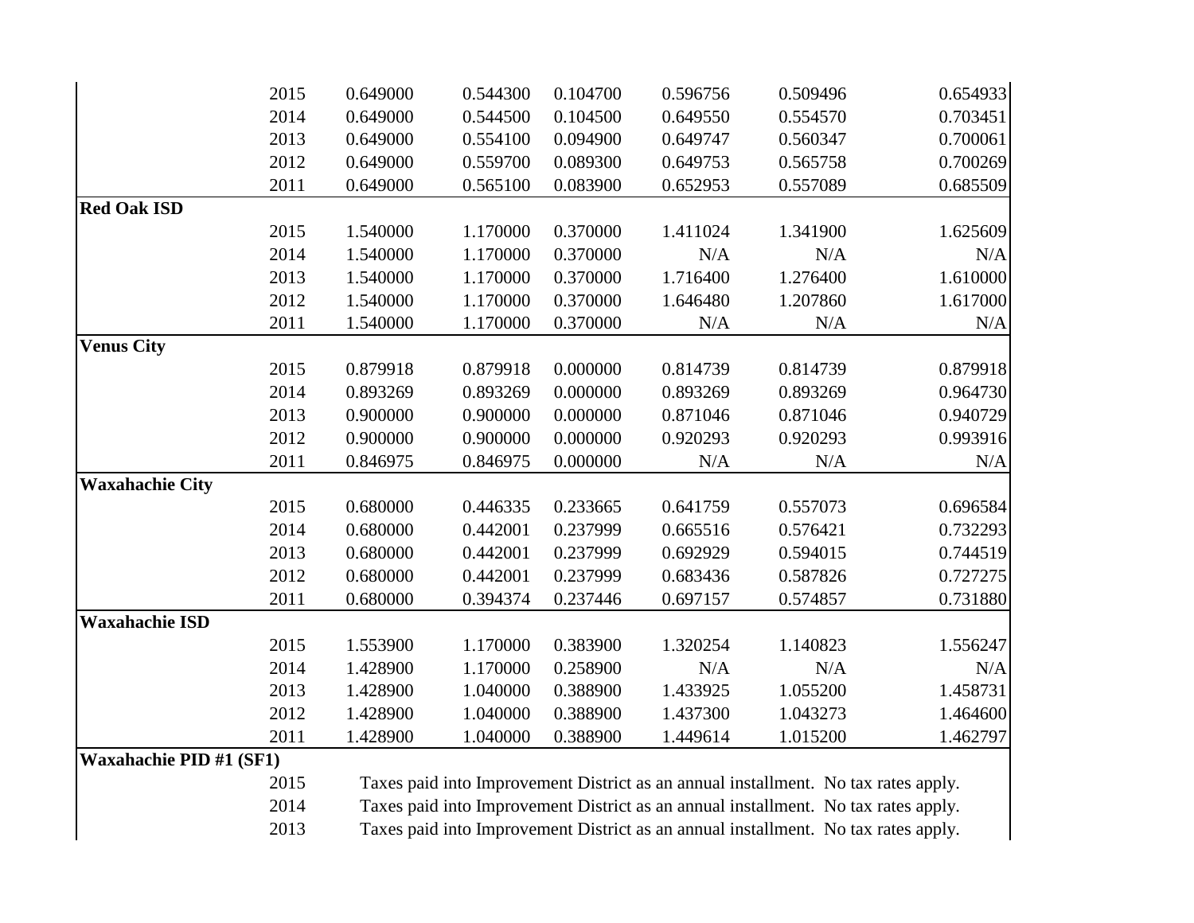| | | | | | | | |
|---|---|---|---|---|---|---|---|
| | 2015 | 0.649000 | 0.544300 | 0.104700 | 0.596756 | 0.509496 | 0.654933 |
| | 2014 | 0.649000 | 0.544500 | 0.104500 | 0.649550 | 0.554570 | 0.703451 |
| | 2013 | 0.649000 | 0.554100 | 0.094900 | 0.649747 | 0.560347 | 0.700061 |
| | 2012 | 0.649000 | 0.559700 | 0.089300 | 0.649753 | 0.565758 | 0.700269 |
| | 2011 | 0.649000 | 0.565100 | 0.083900 | 0.652953 | 0.557089 | 0.685509 |
| **Red Oak ISD** | | | | | | | |
| | 2015 | 1.540000 | 1.170000 | 0.370000 | 1.411024 | 1.341900 | 1.625609 |
| | 2014 | 1.540000 | 1.170000 | 0.370000 | N/A | N/A | N/A |
| | 2013 | 1.540000 | 1.170000 | 0.370000 | 1.716400 | 1.276400 | 1.610000 |
| | 2012 | 1.540000 | 1.170000 | 0.370000 | 1.646480 | 1.207860 | 1.617000 |
| | 2011 | 1.540000 | 1.170000 | 0.370000 | N/A | N/A | N/A |
| **Venus City** | | | | | | | |
| | 2015 | 0.879918 | 0.879918 | 0.000000 | 0.814739 | 0.814739 | 0.879918 |
| | 2014 | 0.893269 | 0.893269 | 0.000000 | 0.893269 | 0.893269 | 0.964730 |
| | 2013 | 0.900000 | 0.900000 | 0.000000 | 0.871046 | 0.871046 | 0.940729 |
| | 2012 | 0.900000 | 0.900000 | 0.000000 | 0.920293 | 0.920293 | 0.993916 |
| | 2011 | 0.846975 | 0.846975 | 0.000000 | N/A | N/A | N/A |
| **Waxahachie City** | | | | | | | |
| | 2015 | 0.680000 | 0.446335 | 0.233665 | 0.641759 | 0.557073 | 0.696584 |
| | 2014 | 0.680000 | 0.442001 | 0.237999 | 0.665516 | 0.576421 | 0.732293 |
| | 2013 | 0.680000 | 0.442001 | 0.237999 | 0.692929 | 0.594015 | 0.744519 |
| | 2012 | 0.680000 | 0.442001 | 0.237999 | 0.683436 | 0.587826 | 0.727275 |
| | 2011 | 0.680000 | 0.394374 | 0.237446 | 0.697157 | 0.574857 | 0.731880 |
| **Waxahachie ISD** | | | | | | | |
| | 2015 | 1.553900 | 1.170000 | 0.383900 | 1.320254 | 1.140823 | 1.556247 |
| | 2014 | 1.428900 | 1.170000 | 0.258900 | N/A | N/A | N/A |
| | 2013 | 1.428900 | 1.040000 | 0.388900 | 1.433925 | 1.055200 | 1.458731 |
| | 2012 | 1.428900 | 1.040000 | 0.388900 | 1.437300 | 1.043273 | 1.464600 |
| | 2011 | 1.428900 | 1.040000 | 0.388900 | 1.449614 | 1.015200 | 1.462797 |
| **Waxahachie PID #1 (SF1)** | | | | | | | |
| | 2015 | Taxes paid into Improvement District as an annual installment. No tax rates apply. | | | | | |
| | 2014 | Taxes paid into Improvement District as an annual installment. No tax rates apply. | | | | | |
| | 2013 | Taxes paid into Improvement District as an annual installment. No tax rates apply. | | | | | |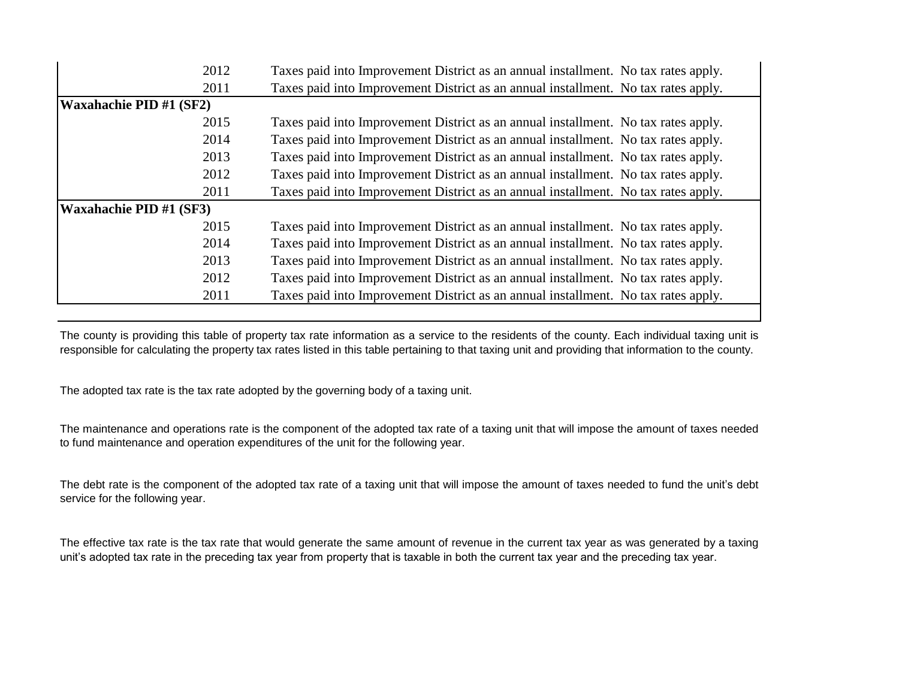| | | |
|---|---|---|
| | 2012 | Taxes paid into Improvement District as an annual installment. No tax rates apply. |
| | 2011 | Taxes paid into Improvement District as an annual installment. No tax rates apply. |
| **Waxahachie PID #1 (SF2)** | | |
| | 2015 | Taxes paid into Improvement District as an annual installment. No tax rates apply. |
| | 2014 | Taxes paid into Improvement District as an annual installment. No tax rates apply. |
| | 2013 | Taxes paid into Improvement District as an annual installment. No tax rates apply. |
| | 2012 | Taxes paid into Improvement District as an annual installment. No tax rates apply. |
| | 2011 | Taxes paid into Improvement District as an annual installment. No tax rates apply. |
| **Waxahachie PID #1 (SF3)** | | |
| | 2015 | Taxes paid into Improvement District as an annual installment. No tax rates apply. |
| | 2014 | Taxes paid into Improvement District as an annual installment. No tax rates apply. |
| | 2013 | Taxes paid into Improvement District as an annual installment. No tax rates apply. |
| | 2012 | Taxes paid into Improvement District as an annual installment. No tax rates apply. |
| | 2011 | Taxes paid into Improvement District as an annual installment. No tax rates apply. |

The county is providing this table of property tax rate information as a service to the residents of the county. Each individual taxing unit is responsible for calculating the property tax rates listed in this table pertaining to that taxing unit and providing that information to the county.

The adopted tax rate is the tax rate adopted by the governing body of a taxing unit.

The maintenance and operations rate is the component of the adopted tax rate of a taxing unit that will impose the amount of taxes needed to fund maintenance and operation expenditures of the unit for the following year.

The debt rate is the component of the adopted tax rate of a taxing unit that will impose the amount of taxes needed to fund the unit's debt service for the following year.

The effective tax rate is the tax rate that would generate the same amount of revenue in the current tax year as was generated by a taxing unit's adopted tax rate in the preceding tax year from property that is taxable in both the current tax year and the preceding tax year.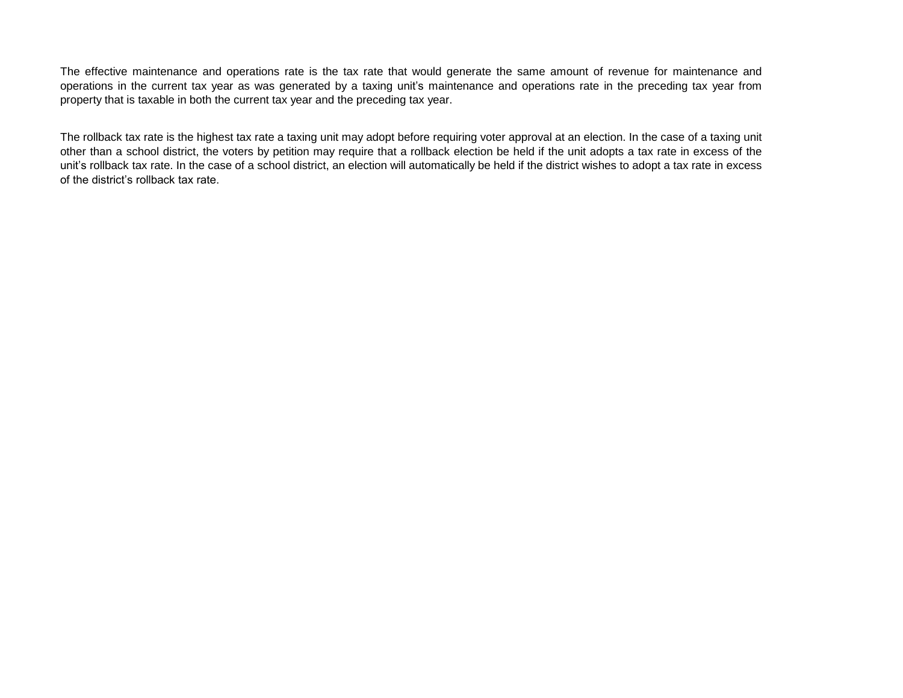The effective maintenance and operations rate is the tax rate that would generate the same amount of revenue for maintenance and operations in the current tax year as was generated by a taxing unit’s maintenance and operations rate in the preceding tax year from property that is taxable in both the current tax year and the preceding tax year.

The rollback tax rate is the highest tax rate a taxing unit may adopt before requiring voter approval at an election. In the case of a taxing unit other than a school district, the voters by petition may require that a rollback election be held if the unit adopts a tax rate in excess of the unit’s rollback tax rate. In the case of a school district, an election will automatically be held if the district wishes to adopt a tax rate in excess of the district’s rollback tax rate.